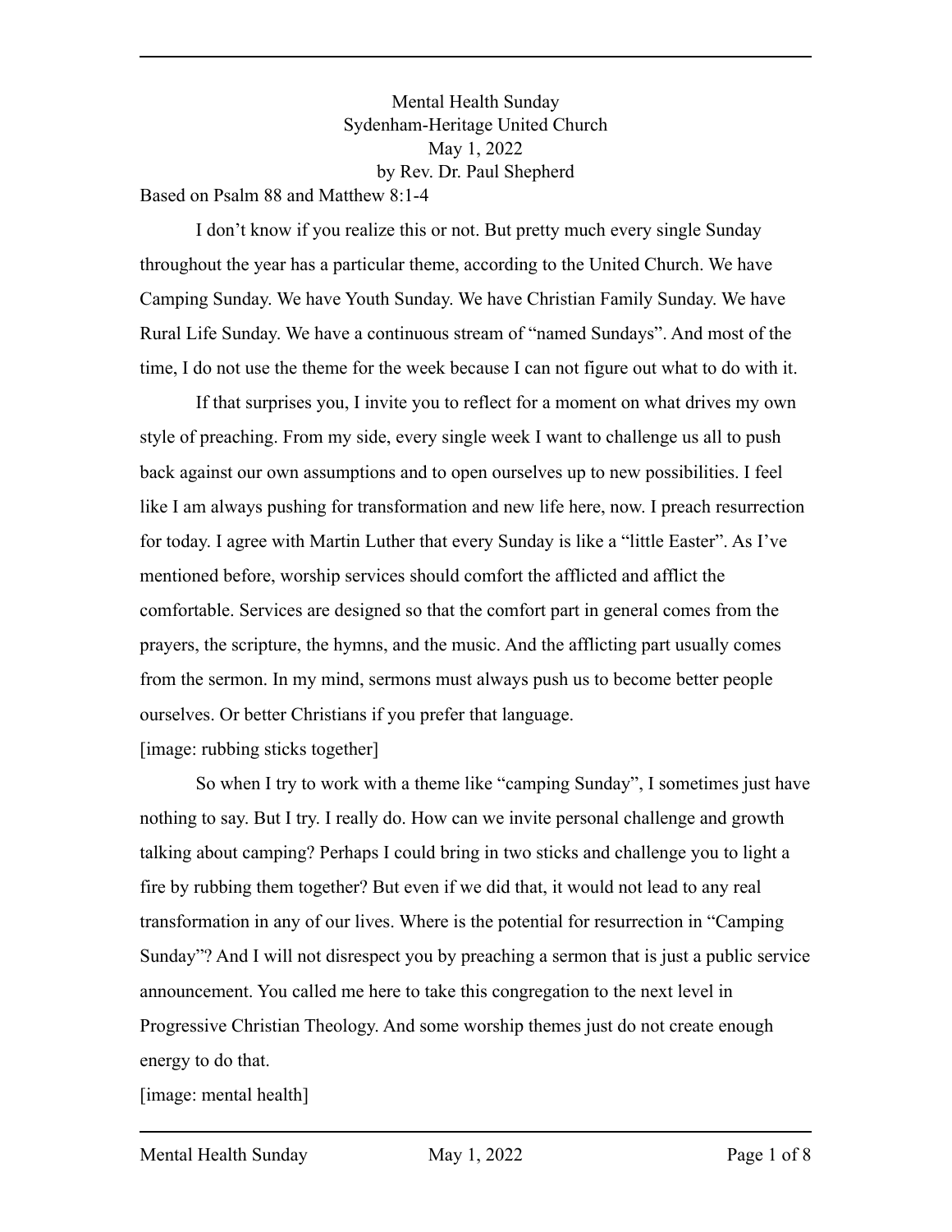Mental Health Sunday
Sydenham-Heritage United Church
May 1, 2022
by Rev. Dr. Paul Shepherd

Based on Psalm 88 and Matthew 8:1-4

I don't know if you realize this or not. But pretty much every single Sunday throughout the year has a particular theme, according to the United Church. We have Camping Sunday. We have Youth Sunday. We have Christian Family Sunday. We have Rural Life Sunday. We have a continuous stream of "named Sundays". And most of the time, I do not use the theme for the week because I can not figure out what to do with it.

If that surprises you, I invite you to reflect for a moment on what drives my own style of preaching. From my side, every single week I want to challenge us all to push back against our own assumptions and to open ourselves up to new possibilities. I feel like I am always pushing for transformation and new life here, now. I preach resurrection for today. I agree with Martin Luther that every Sunday is like a "little Easter". As I've mentioned before, worship services should comfort the afflicted and afflict the comfortable. Services are designed so that the comfort part in general comes from the prayers, the scripture, the hymns, and the music. And the afflicting part usually comes from the sermon. In my mind, sermons must always push us to become better people ourselves. Or better Christians if you prefer that language.

[image: rubbing sticks together]

So when I try to work with a theme like "camping Sunday", I sometimes just have nothing to say. But I try. I really do. How can we invite personal challenge and growth talking about camping? Perhaps I could bring in two sticks and challenge you to light a fire by rubbing them together? But even if we did that, it would not lead to any real transformation in any of our lives. Where is the potential for resurrection in "Camping Sunday"? And I will not disrespect you by preaching a sermon that is just a public service announcement. You called me here to take this congregation to the next level in Progressive Christian Theology. And some worship themes just do not create enough energy to do that.

[image: mental health]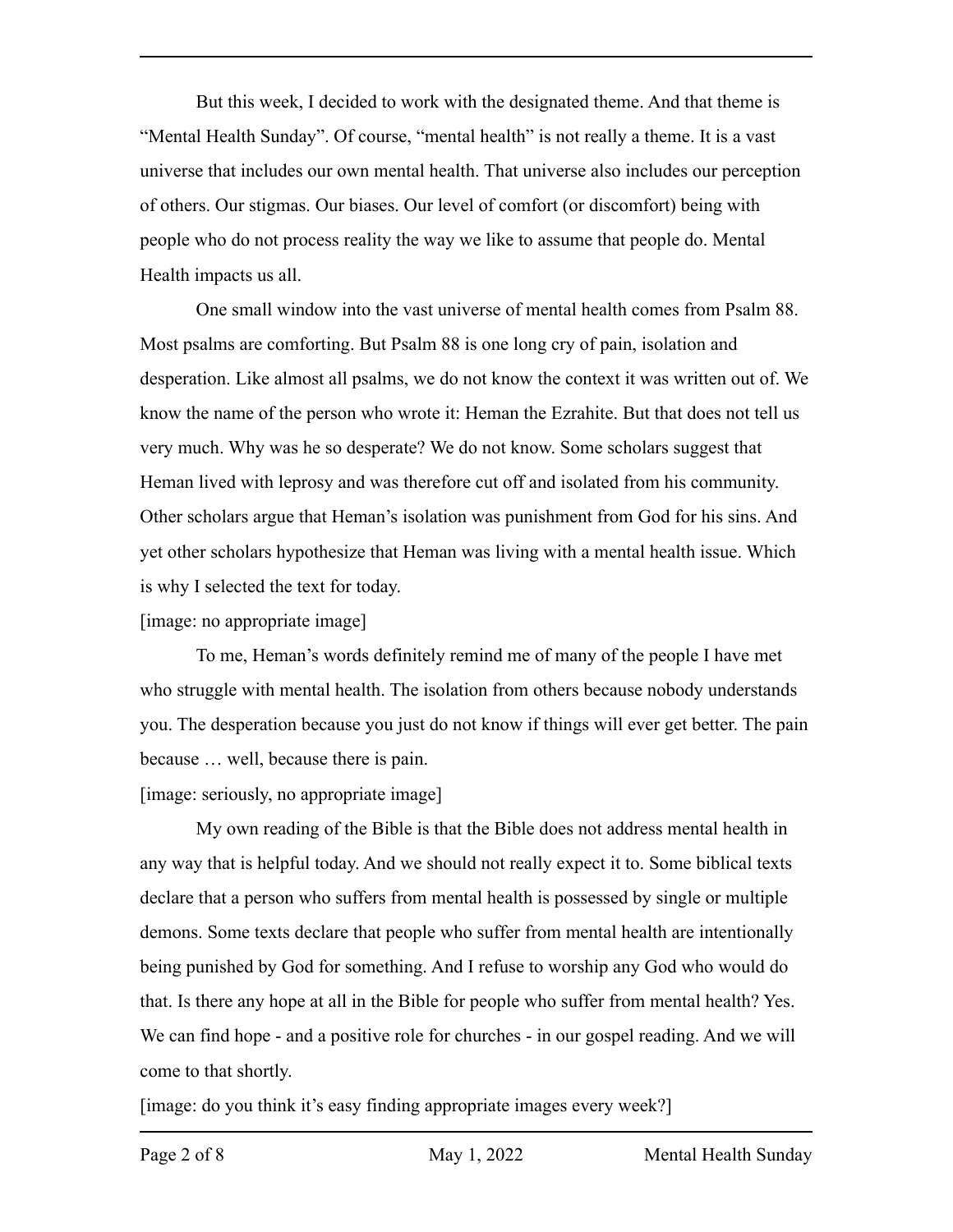But this week, I decided to work with the designated theme. And that theme is "Mental Health Sunday". Of course, "mental health" is not really a theme. It is a vast universe that includes our own mental health. That universe also includes our perception of others. Our stigmas. Our biases. Our level of comfort (or discomfort) being with people who do not process reality the way we like to assume that people do. Mental Health impacts us all.

One small window into the vast universe of mental health comes from Psalm 88. Most psalms are comforting. But Psalm 88 is one long cry of pain, isolation and desperation. Like almost all psalms, we do not know the context it was written out of. We know the name of the person who wrote it: Heman the Ezrahite. But that does not tell us very much. Why was he so desperate? We do not know. Some scholars suggest that Heman lived with leprosy and was therefore cut off and isolated from his community. Other scholars argue that Heman's isolation was punishment from God for his sins. And yet other scholars hypothesize that Heman was living with a mental health issue. Which is why I selected the text for today.

[image: no appropriate image]

To me, Heman's words definitely remind me of many of the people I have met who struggle with mental health. The isolation from others because nobody understands you. The desperation because you just do not know if things will ever get better. The pain because … well, because there is pain.

[image: seriously, no appropriate image]

My own reading of the Bible is that the Bible does not address mental health in any way that is helpful today. And we should not really expect it to. Some biblical texts declare that a person who suffers from mental health is possessed by single or multiple demons. Some texts declare that people who suffer from mental health are intentionally being punished by God for something. And I refuse to worship any God who would do that. Is there any hope at all in the Bible for people who suffer from mental health? Yes. We can find hope - and a positive role for churches - in our gospel reading. And we will come to that shortly.

[image: do you think it's easy finding appropriate images every week?]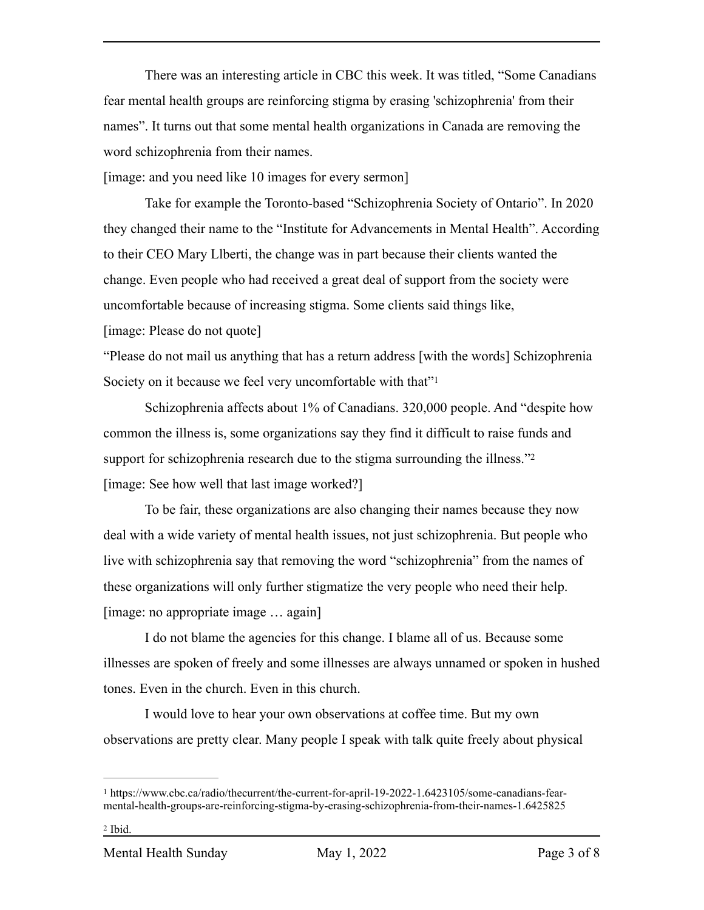There was an interesting article in CBC this week. It was titled, "Some Canadians fear mental health groups are reinforcing stigma by erasing 'schizophrenia' from their names". It turns out that some mental health organizations in Canada are removing the word schizophrenia from their names.

[image: and you need like 10 images for every sermon]

Take for example the Toronto-based "Schizophrenia Society of Ontario". In 2020 they changed their name to the "Institute for Advancements in Mental Health". According to their CEO Mary Llberti, the change was in part because their clients wanted the change. Even people who had received a great deal of support from the society were uncomfortable because of increasing stigma. Some clients said things like,

[image: Please do not quote]

"Please do not mail us anything that has a return address [with the words] Schizophrenia Society on it because we feel very uncomfortable with that"[1]

Schizophrenia affects about 1% of Canadians. 320,000 people. And "despite how common the illness is, some organizations say they find it difficult to raise funds and support for schizophrenia research due to the stigma surrounding the illness."[2]

[image: See how well that last image worked?]

To be fair, these organizations are also changing their names because they now deal with a wide variety of mental health issues, not just schizophrenia. But people who live with schizophrenia say that removing the word "schizophrenia" from the names of these organizations will only further stigmatize the very people who need their help.

[image: no appropriate image … again]

I do not blame the agencies for this change. I blame all of us. Because some illnesses are spoken of freely and some illnesses are always unnamed or spoken in hushed tones. Even in the church. Even in this church.

I would love to hear your own observations at coffee time. But my own observations are pretty clear. Many people I speak with talk quite freely about physical

---

[1] https://www.cbc.ca/radio/thecurrent/the-current-for-april-19-2022-1.6423105/some-canadians-fear-mental-health-groups-are-reinforcing-stigma-by-erasing-schizophrenia-from-their-names-1.6425825

[2] Ibid.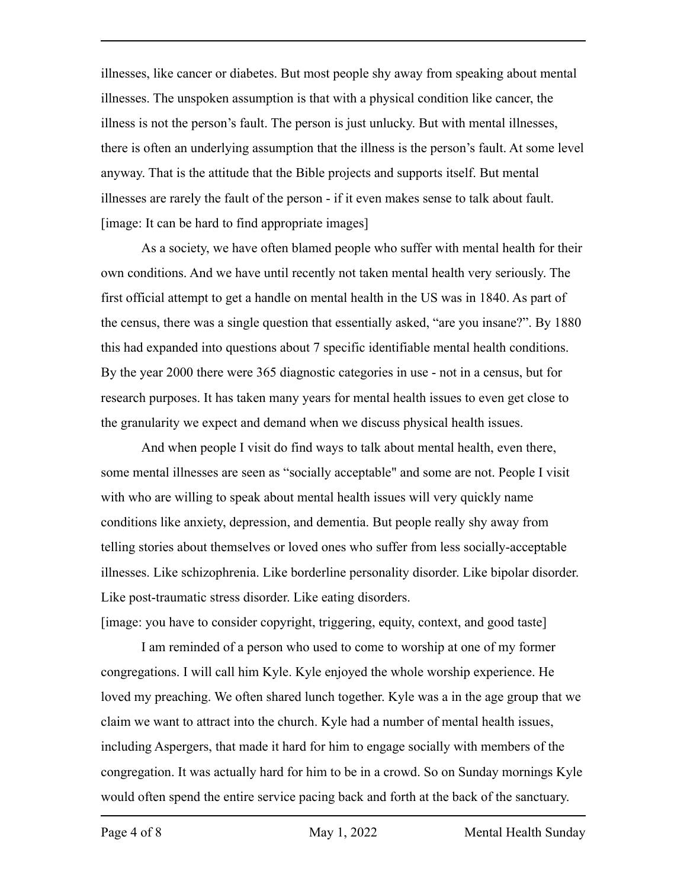illnesses, like cancer or diabetes. But most people shy away from speaking about mental illnesses. The unspoken assumption is that with a physical condition like cancer, the illness is not the person's fault. The person is just unlucky. But with mental illnesses, there is often an underlying assumption that the illness is the person's fault. At some level anyway. That is the attitude that the Bible projects and supports itself. But mental illnesses are rarely the fault of the person - if it even makes sense to talk about fault. [image: It can be hard to find appropriate images]

As a society, we have often blamed people who suffer with mental health for their own conditions. And we have until recently not taken mental health very seriously. The first official attempt to get a handle on mental health in the US was in 1840. As part of the census, there was a single question that essentially asked, "are you insane?". By 1880 this had expanded into questions about 7 specific identifiable mental health conditions. By the year 2000 there were 365 diagnostic categories in use - not in a census, but for research purposes. It has taken many years for mental health issues to even get close to the granularity we expect and demand when we discuss physical health issues.

And when people I visit do find ways to talk about mental health, even there, some mental illnesses are seen as "socially acceptable" and some are not. People I visit with who are willing to speak about mental health issues will very quickly name conditions like anxiety, depression, and dementia. But people really shy away from telling stories about themselves or loved ones who suffer from less socially-acceptable illnesses. Like schizophrenia. Like borderline personality disorder. Like bipolar disorder. Like post-traumatic stress disorder. Like eating disorders.
[image: you have to consider copyright, triggering, equity, context, and good taste]

I am reminded of a person who used to come to worship at one of my former congregations. I will call him Kyle. Kyle enjoyed the whole worship experience. He loved my preaching. We often shared lunch together. Kyle was a in the age group that we claim we want to attract into the church. Kyle had a number of mental health issues, including Aspergers, that made it hard for him to engage socially with members of the congregation. It was actually hard for him to be in a crowd. So on Sunday mornings Kyle would often spend the entire service pacing back and forth at the back of the sanctuary.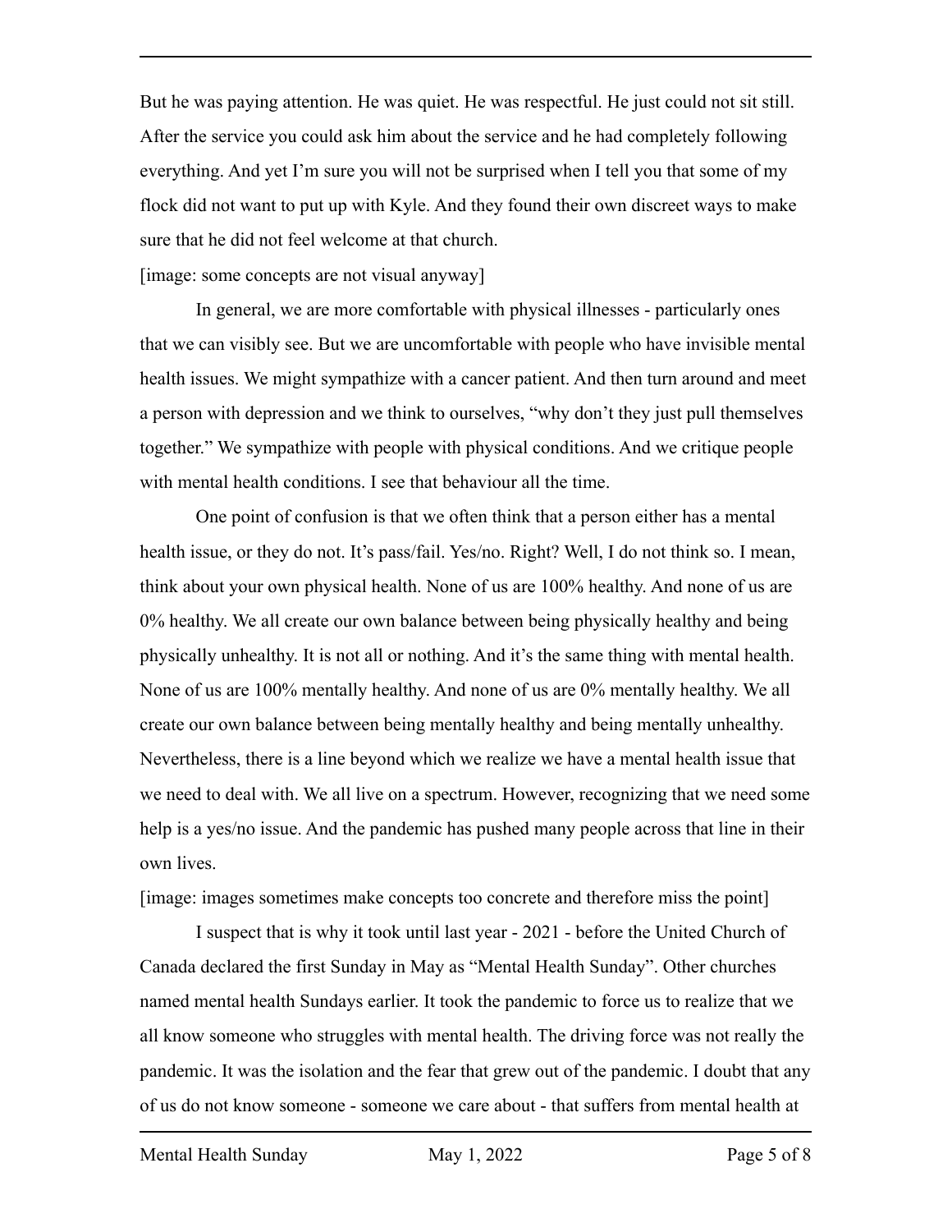But he was paying attention. He was quiet. He was respectful. He just could not sit still. After the service you could ask him about the service and he had completely following everything. And yet I'm sure you will not be surprised when I tell you that some of my flock did not want to put up with Kyle. And they found their own discreet ways to make sure that he did not feel welcome at that church.

[image: some concepts are not visual anyway]

In general, we are more comfortable with physical illnesses - particularly ones that we can visibly see. But we are uncomfortable with people who have invisible mental health issues. We might sympathize with a cancer patient. And then turn around and meet a person with depression and we think to ourselves, "why don't they just pull themselves together." We sympathize with people with physical conditions. And we critique people with mental health conditions. I see that behaviour all the time.

One point of confusion is that we often think that a person either has a mental health issue, or they do not. It's pass/fail. Yes/no. Right? Well, I do not think so. I mean, think about your own physical health. None of us are 100% healthy. And none of us are 0% healthy. We all create our own balance between being physically healthy and being physically unhealthy. It is not all or nothing. And it's the same thing with mental health. None of us are 100% mentally healthy. And none of us are 0% mentally healthy. We all create our own balance between being mentally healthy and being mentally unhealthy. Nevertheless, there is a line beyond which we realize we have a mental health issue that we need to deal with. We all live on a spectrum. However, recognizing that we need some help is a yes/no issue. And the pandemic has pushed many people across that line in their own lives.

[image: images sometimes make concepts too concrete and therefore miss the point]

I suspect that is why it took until last year - 2021 - before the United Church of Canada declared the first Sunday in May as "Mental Health Sunday". Other churches named mental health Sundays earlier. It took the pandemic to force us to realize that we all know someone who struggles with mental health. The driving force was not really the pandemic. It was the isolation and the fear that grew out of the pandemic. I doubt that any of us do not know someone - someone we care about - that suffers from mental health at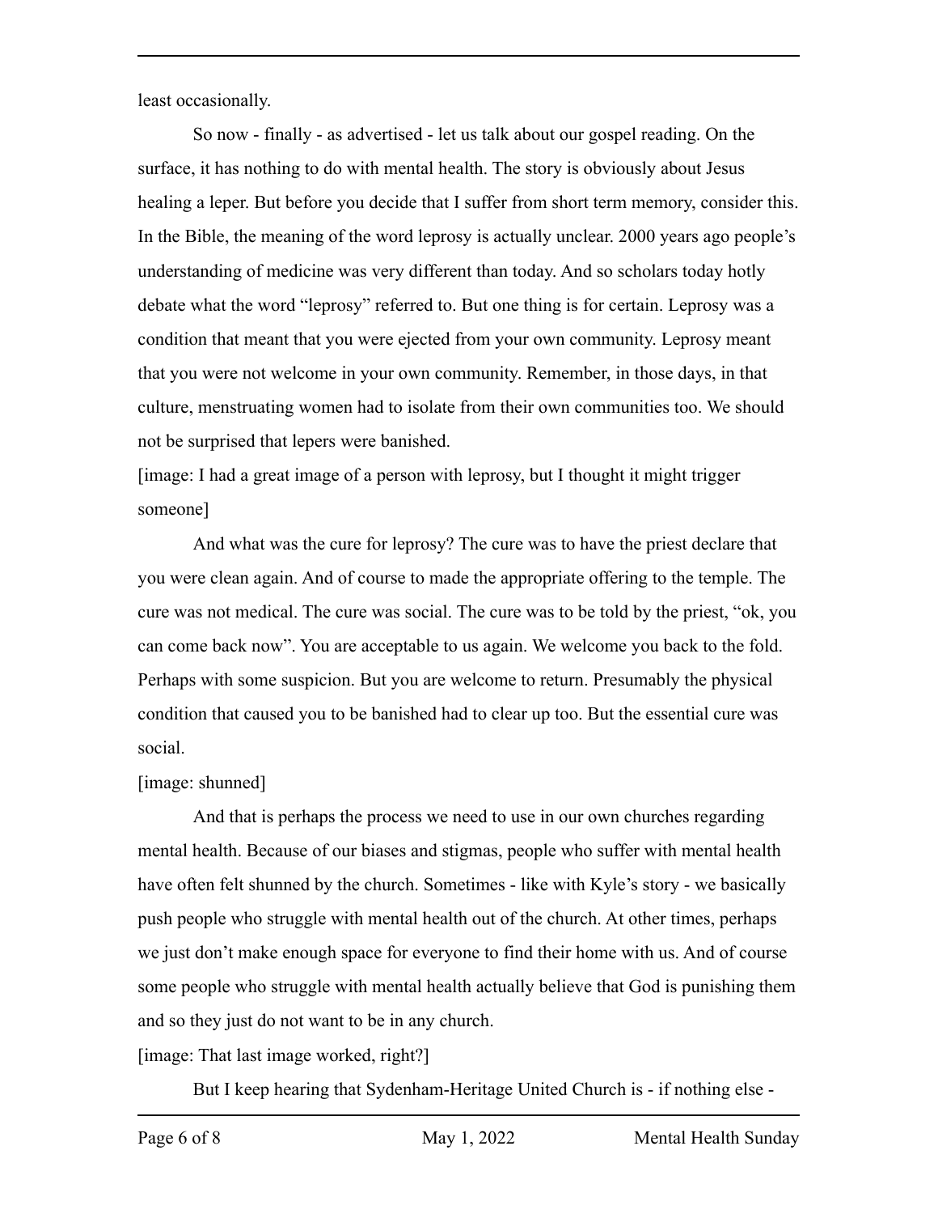least occasionally.

So now - finally - as advertised - let us talk about our gospel reading. On the surface, it has nothing to do with mental health. The story is obviously about Jesus healing a leper. But before you decide that I suffer from short term memory, consider this. In the Bible, the meaning of the word leprosy is actually unclear. 2000 years ago people's understanding of medicine was very different than today. And so scholars today hotly debate what the word "leprosy" referred to. But one thing is for certain. Leprosy was a condition that meant that you were ejected from your own community. Leprosy meant that you were not welcome in your own community. Remember, in those days, in that culture, menstruating women had to isolate from their own communities too. We should not be surprised that lepers were banished.

[image: I had a great image of a person with leprosy, but I thought it might trigger someone]

And what was the cure for leprosy? The cure was to have the priest declare that you were clean again. And of course to made the appropriate offering to the temple. The cure was not medical. The cure was social. The cure was to be told by the priest, "ok, you can come back now". You are acceptable to us again. We welcome you back to the fold. Perhaps with some suspicion. But you are welcome to return. Presumably the physical condition that caused you to be banished had to clear up too. But the essential cure was social.

[image: shunned]

And that is perhaps the process we need to use in our own churches regarding mental health. Because of our biases and stigmas, people who suffer with mental health have often felt shunned by the church. Sometimes - like with Kyle's story - we basically push people who struggle with mental health out of the church. At other times, perhaps we just don't make enough space for everyone to find their home with us. And of course some people who struggle with mental health actually believe that God is punishing them and so they just do not want to be in any church.

[image: That last image worked, right?]

But I keep hearing that Sydenham-Heritage United Church is - if nothing else -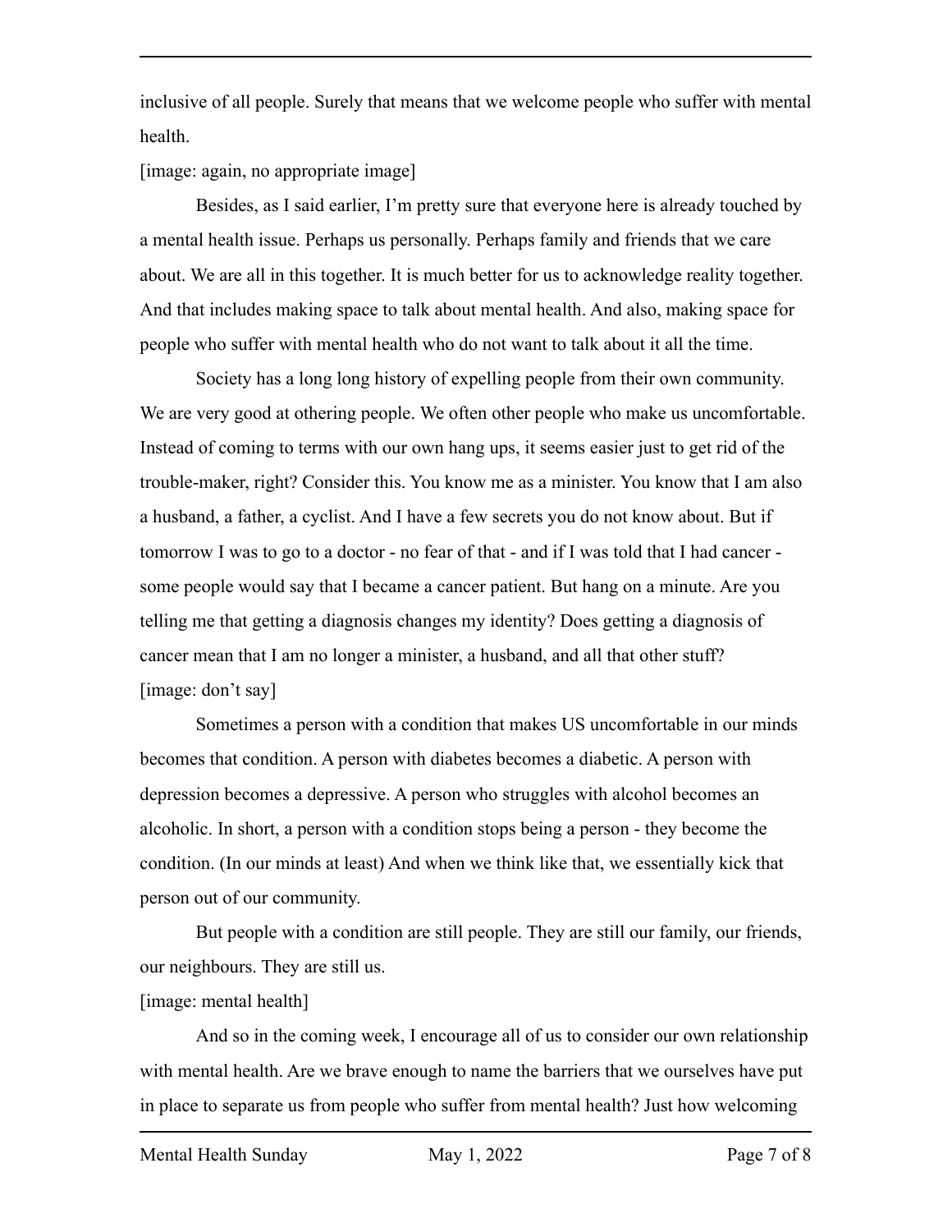inclusive of all people. Surely that means that we welcome people who suffer with mental health.

[image: again, no appropriate image]

Besides, as I said earlier, I'm pretty sure that everyone here is already touched by a mental health issue. Perhaps us personally. Perhaps family and friends that we care about. We are all in this together. It is much better for us to acknowledge reality together. And that includes making space to talk about mental health. And also, making space for people who suffer with mental health who do not want to talk about it all the time.

Society has a long long history of expelling people from their own community. We are very good at othering people. We often other people who make us uncomfortable. Instead of coming to terms with our own hang ups, it seems easier just to get rid of the trouble-maker, right? Consider this. You know me as a minister. You know that I am also a husband, a father, a cyclist. And I have a few secrets you do not know about. But if tomorrow I was to go to a doctor - no fear of that - and if I was told that I had cancer - some people would say that I became a cancer patient. But hang on a minute. Are you telling me that getting a diagnosis changes my identity? Does getting a diagnosis of cancer mean that I am no longer a minister, a husband, and all that other stuff?

[image: don't say]

Sometimes a person with a condition that makes US uncomfortable in our minds becomes that condition. A person with diabetes becomes a diabetic. A person with depression becomes a depressive. A person who struggles with alcohol becomes an alcoholic. In short, a person with a condition stops being a person - they become the condition. (In our minds at least) And when we think like that, we essentially kick that person out of our community.

But people with a condition are still people. They are still our family, our friends, our neighbours. They are still us.

[image: mental health]

And so in the coming week, I encourage all of us to consider our own relationship with mental health. Are we brave enough to name the barriers that we ourselves have put in place to separate us from people who suffer from mental health? Just how welcoming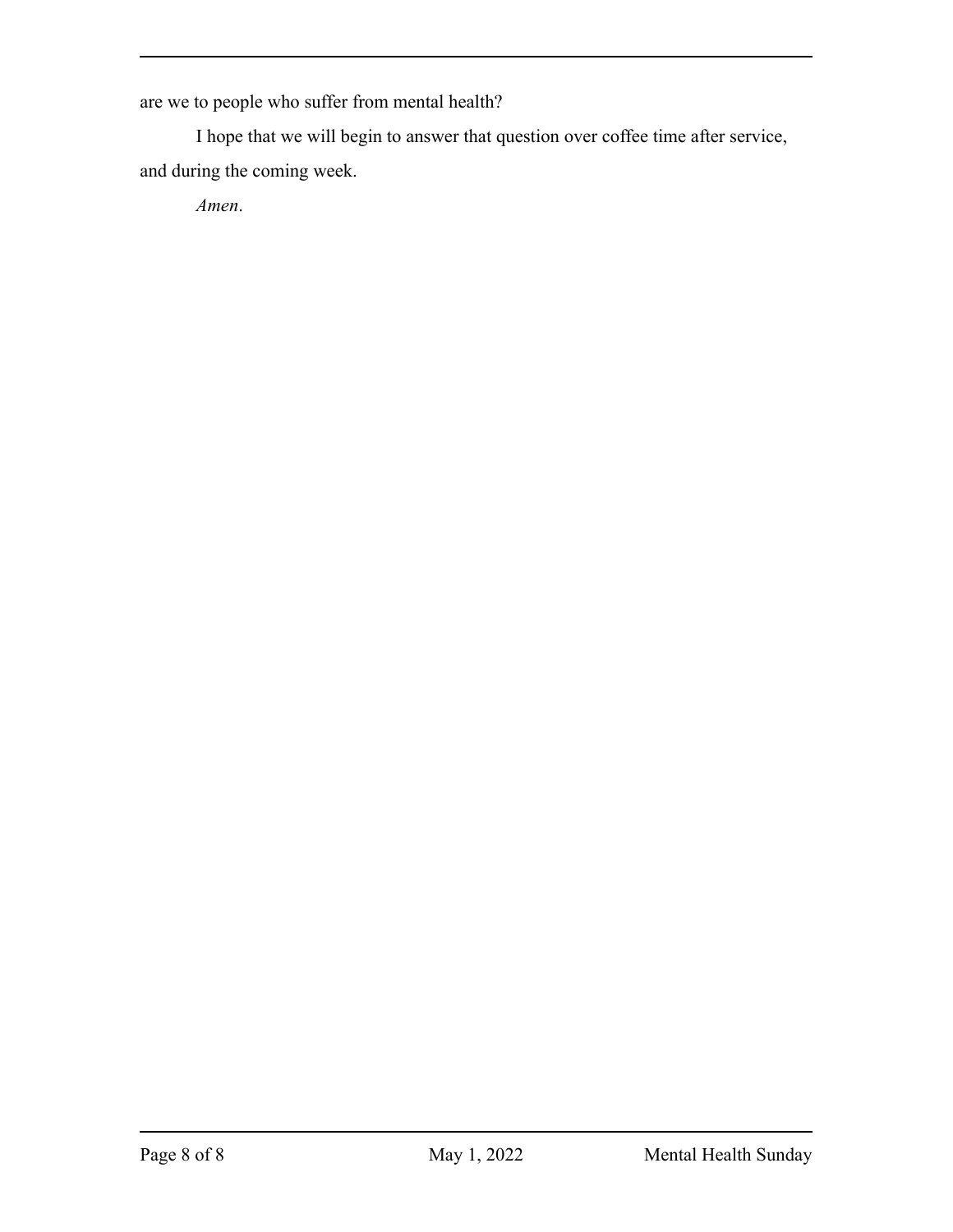are we to people who suffer from mental health?

I hope that we will begin to answer that question over coffee time after service, and during the coming week.

*Amen*.